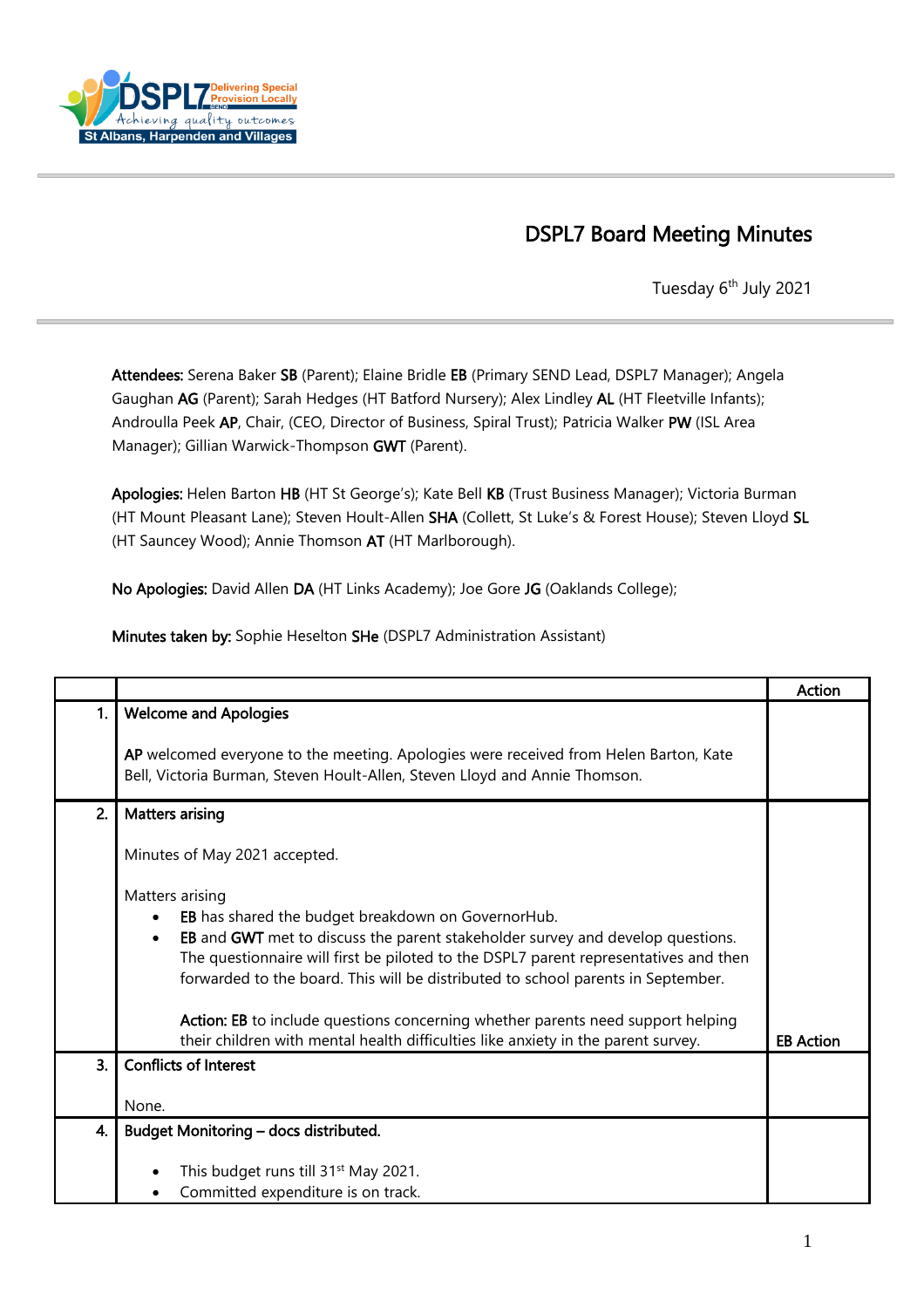# DSPL7 Board Meeting Minutes

Tuesday 6th July 2021

**Attendees:** Serena Baker **SB** (Parent); Elaine Bridle **EB** (Primary SEND Lead, DSPL7 Manager); Angela Gaughan **AG** (Parent); Sarah Hedges (HT Batford Nursery); Alex Lindley **AL** (HT Fleetville Infants); Androulla Peek **AP**, Chair, (CEO, Director of Business, Spiral Trust); Patricia Walker **PW** (ISL Area Manager); Gillian Warwick-Thompson **GWT** (Parent).

**Apologies:** Helen Barton **HB** (HT St George's); Kate Bell **KB** (Trust Business Manager); Victoria Burman (HT Mount Pleasant Lane); Steven Hoult-Allen **SHA** (Collett, St Luke's & Forest House); Steven Lloyd **SL** (HT Sauncey Wood); Annie Thomson **AT** (HT Marlborough).

**No Apologies:** David Allen **DA** (HT Links Academy); Joe Gore **JG** (Oaklands College);

**Minutes taken by:** Sophie Heselton **SHe** (DSPL7 Administration Assistant)

| | | Action |
|---|---|---|
| 1. | **Welcome and Apologies**<br><br>**AP** welcomed everyone to the meeting. Apologies were received from Helen Barton, Kate Bell, Victoria Burman, Steven Hoult-Allen, Steven Lloyd and Annie Thomson. | |
| 2. | **Matters arising**<br><br>Minutes of May 2021 accepted.<br><br>Matters arising<br>• **EB** has shared the budget breakdown on GovernorHub.<br>• **EB** and **GWT** met to discuss the parent stakeholder survey and develop questions. The questionnaire will first be piloted to the DSPL7 parent representatives and then forwarded to the board. This will be distributed to school parents in September.<br><br>**Action: EB** to include questions concerning whether parents need support helping their children with mental health difficulties like anxiety in the parent survey. | **EB Action** |
| 3. | **Conflicts of Interest**<br><br>None. | |
| 4. | **Budget Monitoring – docs distributed.**<br><br>• This budget runs till 31st May 2021.<br>• Committed expenditure is on track. | |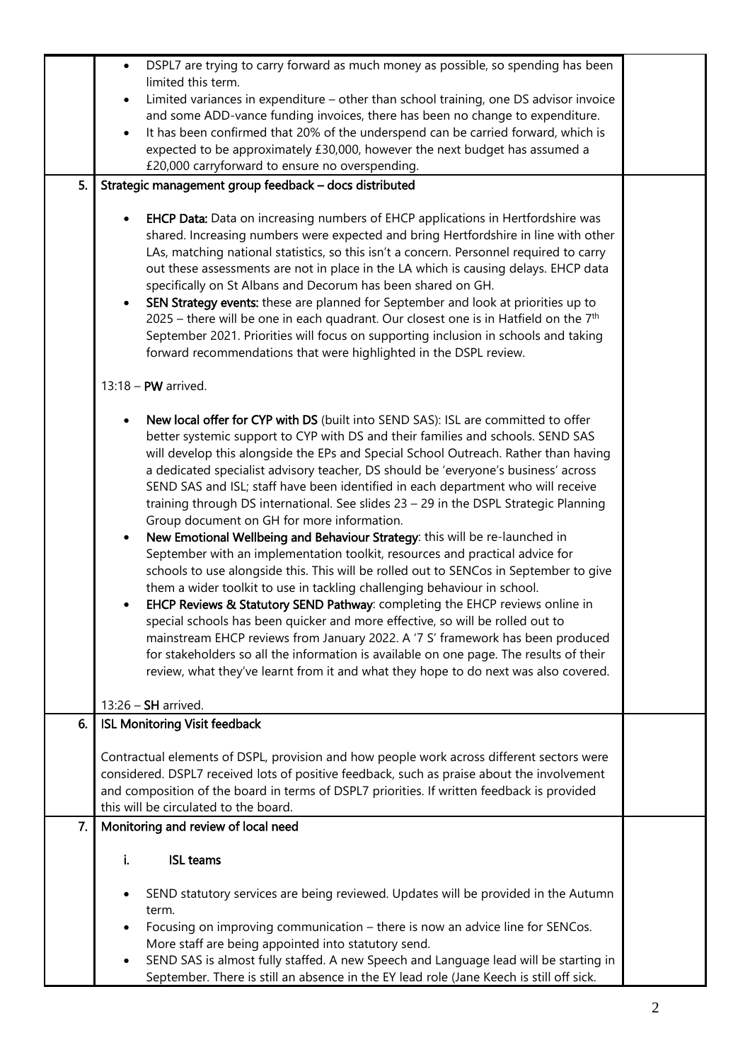| | | |
|---|---|---|
| | • DSPL7 are trying to carry forward as much money as possible, so spending has been limited this term.<br>• Limited variances in expenditure – other than school training, one DS advisor invoice and some ADD-vance funding invoices, there has been no change to expenditure.<br>• It has been confirmed that 20% of the underspend can be carried forward, which is expected to be approximately £30,000, however the next budget has assumed a £20,000 carryforward to ensure no overspending. | |
| 5. | **Strategic management group feedback – docs distributed**<br><br>• **EHCP Data:** Data on increasing numbers of EHCP applications in Hertfordshire was shared. Increasing numbers were expected and bring Hertfordshire in line with other LAs, matching national statistics, so this isn't a concern. Personnel required to carry out these assessments are not in place in the LA which is causing delays. EHCP data specifically on St Albans and Decorum has been shared on GH.<br>• **SEN Strategy events:** these are planned for September and look at priorities up to 2025 – there will be one in each quadrant. Our closest one is in Hatfield on the 7th September 2021. Priorities will focus on supporting inclusion in schools and taking forward recommendations that were highlighted in the DSPL review.<br><br>13:18 – **PW** arrived.<br><br>• **New local offer for CYP with DS** (built into SEND SAS): ISL are committed to offer better systemic support to CYP with DS and their families and schools. SEND SAS will develop this alongside the EPs and Special School Outreach. Rather than having a dedicated specialist advisory teacher, DS should be 'everyone's business' across SEND SAS and ISL; staff have been identified in each department who will receive training through DS international. See slides 23 – 29 in the DSPL Strategic Planning Group document on GH for more information.<br>• **New Emotional Wellbeing and Behaviour Strategy**: this will be re-launched in September with an implementation toolkit, resources and practical advice for schools to use alongside this. This will be rolled out to SENCos in September to give them a wider toolkit to use in tackling challenging behaviour in school.<br>• **EHCP Reviews & Statutory SEND Pathway**: completing the EHCP reviews online in special schools has been quicker and more effective, so will be rolled out to mainstream EHCP reviews from January 2022. A '7 S' framework has been produced for stakeholders so all the information is available on one page. The results of their review, what they've learnt from it and what they hope to do next was also covered.<br><br>13:26 – **SH** arrived. | |
| 6. | **ISL Monitoring Visit feedback**<br><br>Contractual elements of DSPL, provision and how people work across different sectors were considered. DSPL7 received lots of positive feedback, such as praise about the involvement and composition of the board in terms of DSPL7 priorities. If written feedback is provided this will be circulated to the board. | |
| 7. | **Monitoring and review of local need**<br><br>**i. ISL teams**<br><br>• SEND statutory services are being reviewed. Updates will be provided in the Autumn term.<br>• Focusing on improving communication – there is now an advice line for SENCos. More staff are being appointed into statutory send.<br>• SEND SAS is almost fully staffed. A new Speech and Language lead will be starting in September. There is still an absence in the EY lead role (Jane Keech is still off sick. | |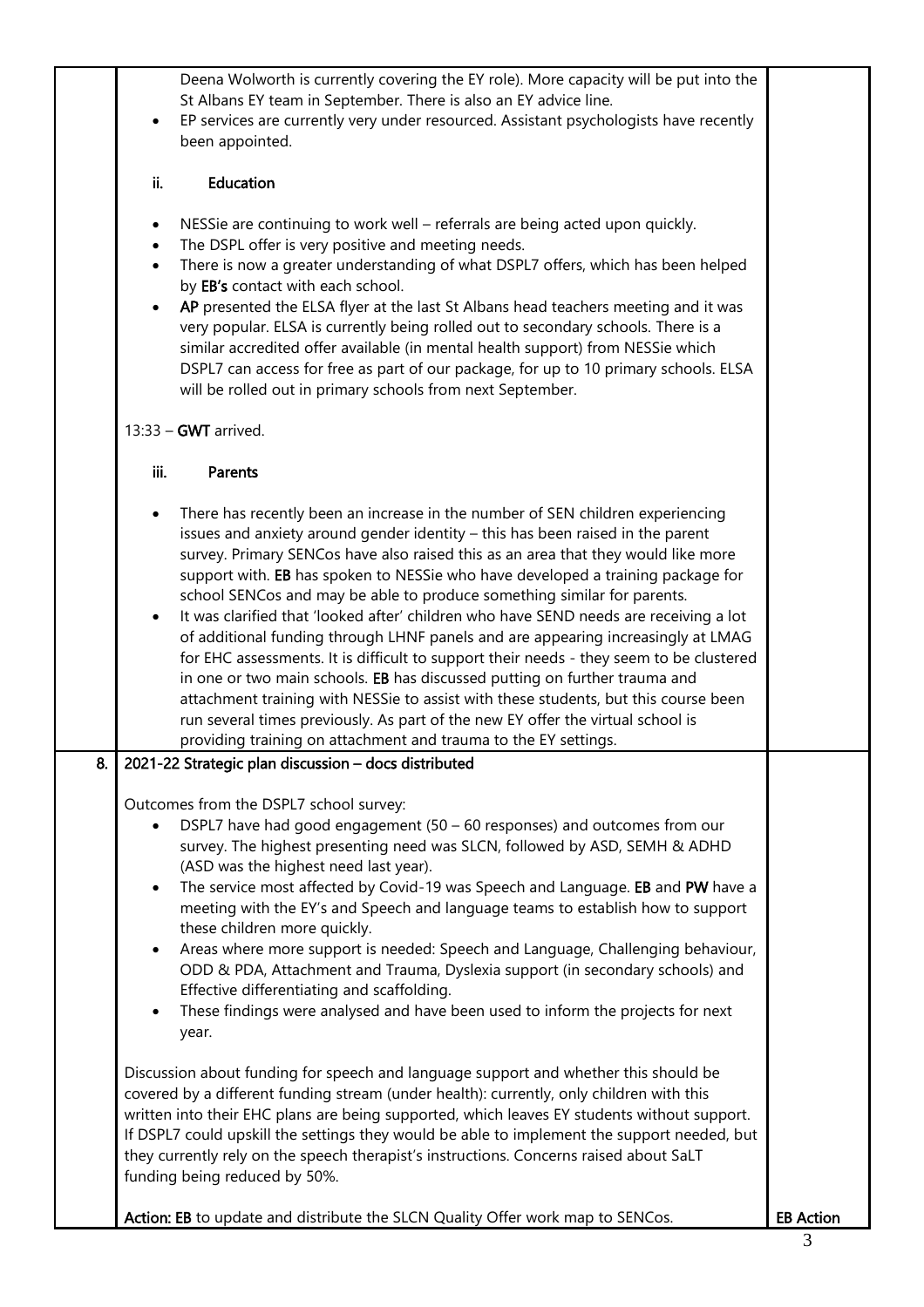| | | |
|---|---|---|
| | Deena Wolworth is currently covering the EY role). More capacity will be put into the St Albans EY team in September. There is also an EY advice line.<br>• EP services are currently very under resourced. Assistant psychologists have recently been appointed.<br><br>**ii. Education**<br><br>• NESSie are continuing to work well – referrals are being acted upon quickly.<br>• The DSPL offer is very positive and meeting needs.<br>• There is now a greater understanding of what DSPL7 offers, which has been helped by **EB's** contact with each school.<br>• **AP** presented the ELSA flyer at the last St Albans head teachers meeting and it was very popular. ELSA is currently being rolled out to secondary schools. There is a similar accredited offer available (in mental health support) from NESSie which DSPL7 can access for free as part of our package, for up to 10 primary schools. ELSA will be rolled out in primary schools from next September.<br><br>13:33 – **GWT** arrived.<br><br>**iii. Parents**<br><br>• There has recently been an increase in the number of SEN children experiencing issues and anxiety around gender identity – this has been raised in the parent survey. Primary SENCos have also raised this as an area that they would like more support with. **EB** has spoken to NESSie who have developed a training package for school SENCos and may be able to produce something similar for parents.<br>• It was clarified that 'looked after' children who have SEND needs are receiving a lot of additional funding through LHNF panels and are appearing increasingly at LMAG for EHC assessments. It is difficult to support their needs - they seem to be clustered in one or two main schools. **EB** has discussed putting on further trauma and attachment training with NESSie to assist with these students, but this course been run several times previously. As part of the new EY offer the virtual school is providing training on attachment and trauma to the EY settings. | |
| 8. | **2021-22 Strategic plan discussion – docs distributed**<br><br>Outcomes from the DSPL7 school survey:<br>• DSPL7 have had good engagement (50 – 60 responses) and outcomes from our survey. The highest presenting need was SLCN, followed by ASD, SEMH & ADHD (ASD was the highest need last year).<br>• The service most affected by Covid-19 was Speech and Language. **EB** and **PW** have a meeting with the EY's and Speech and language teams to establish how to support these children more quickly.<br>• Areas where more support is needed: Speech and Language, Challenging behaviour, ODD & PDA, Attachment and Trauma, Dyslexia support (in secondary schools) and Effective differentiating and scaffolding.<br>• These findings were analysed and have been used to inform the projects for next year.<br><br>Discussion about funding for speech and language support and whether this should be covered by a different funding stream (under health): currently, only children with this written into their EHC plans are being supported, which leaves EY students without support. If DSPL7 could upskill the settings they would be able to implement the support needed, but they currently rely on the speech therapist's instructions. Concerns raised about SaLT funding being reduced by 50%.<br><br>**Action: EB** to update and distribute the SLCN Quality Offer work map to SENCos. | **EB Action** |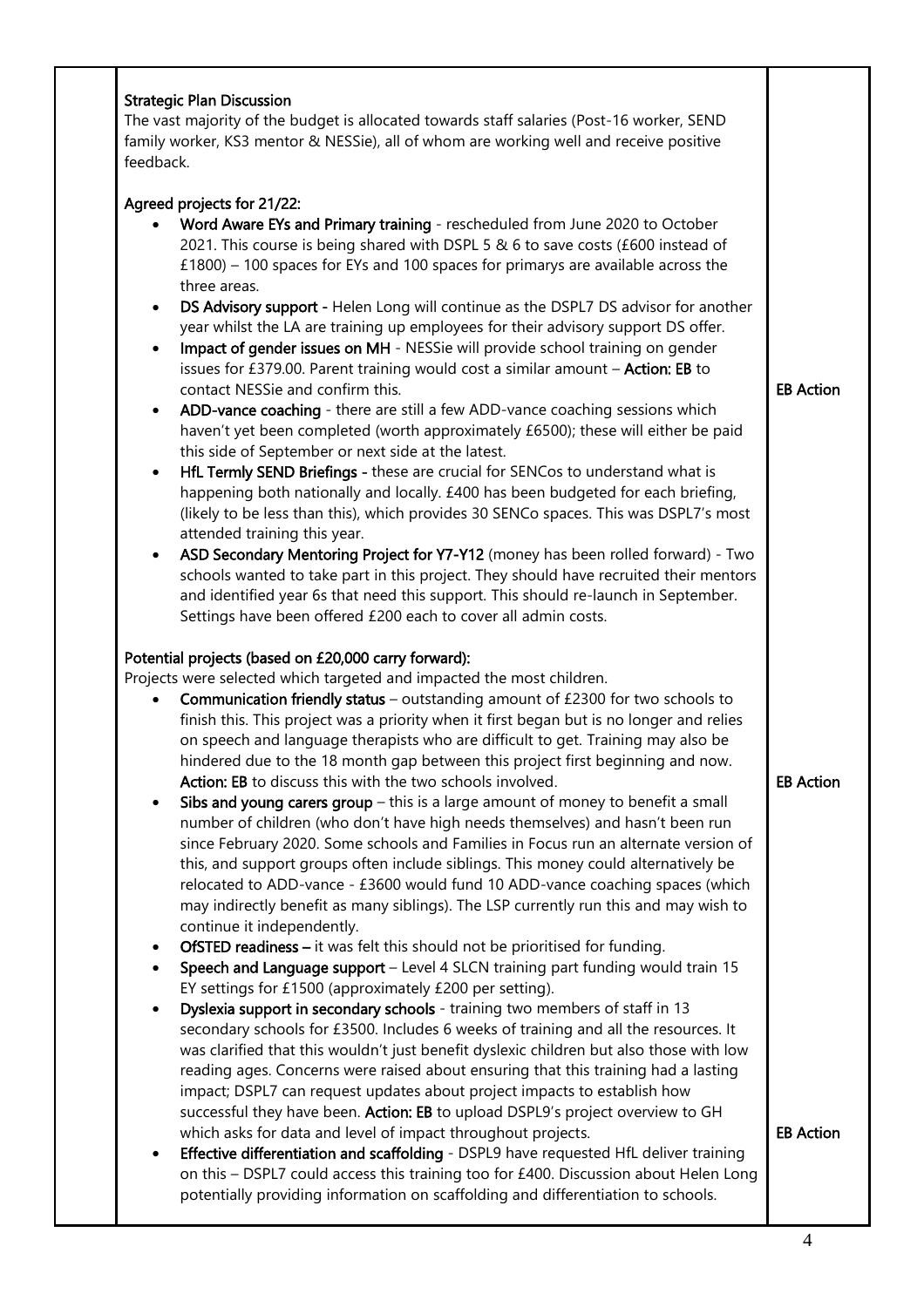**Strategic Plan Discussion**

The vast majority of the budget is allocated towards staff salaries (Post-16 worker, SEND family worker, KS3 mentor & NESSie), all of whom are working well and receive positive feedback.

**Agreed projects for 21/22:**

- **Word Aware EYs and Primary training** - rescheduled from June 2020 to October 2021. This course is being shared with DSPL 5 & 6 to save costs (£600 instead of £1800) – 100 spaces for EYs and 100 spaces for primarys are available across the three areas.
- **DS Advisory support -** Helen Long will continue as the DSPL7 DS advisor for another year whilst the LA are training up employees for their advisory support DS offer.
- **Impact of gender issues on MH** - NESSie will provide school training on gender issues for £379.00. Parent training would cost a similar amount – **Action: EB** to contact NESSie and confirm this. — **EB Action**
- **ADD-vance coaching** - there are still a few ADD-vance coaching sessions which haven't yet been completed (worth approximately £6500); these will either be paid this side of September or next side at the latest.
- **HfL Termly SEND Briefings -** these are crucial for SENCos to understand what is happening both nationally and locally. £400 has been budgeted for each briefing, (likely to be less than this), which provides 30 SENCo spaces. This was DSPL7's most attended training this year.
- **ASD Secondary Mentoring Project for Y7-Y12** (money has been rolled forward) - Two schools wanted to take part in this project. They should have recruited their mentors and identified year 6s that need this support. This should re-launch in September. Settings have been offered £200 each to cover all admin costs.

**Potential projects (based on £20,000 carry forward):**

Projects were selected which targeted and impacted the most children.

- **Communication friendly status** – outstanding amount of £2300 for two schools to finish this. This project was a priority when it first began but is no longer and relies on speech and language therapists who are difficult to get. Training may also be hindered due to the 18 month gap between this project first beginning and now. **Action: EB** to discuss this with the two schools involved. — **EB Action**
- **Sibs and young carers group** – this is a large amount of money to benefit a small number of children (who don't have high needs themselves) and hasn't been run since February 2020. Some schools and Families in Focus run an alternate version of this, and support groups often include siblings. This money could alternatively be relocated to ADD-vance - £3600 would fund 10 ADD-vance coaching spaces (which may indirectly benefit as many siblings). The LSP currently run this and may wish to continue it independently.
- **OfSTED readiness –** it was felt this should not be prioritised for funding.
- **Speech and Language support** – Level 4 SLCN training part funding would train 15 EY settings for £1500 (approximately £200 per setting).
- **Dyslexia support in secondary schools** - training two members of staff in 13 secondary schools for £3500. Includes 6 weeks of training and all the resources. It was clarified that this wouldn't just benefit dyslexic children but also those with low reading ages. Concerns were raised about ensuring that this training had a lasting impact; DSPL7 can request updates about project impacts to establish how successful they have been. **Action: EB** to upload DSPL9's project overview to GH which asks for data and level of impact throughout projects. — **EB Action**
- **Effective differentiation and scaffolding** - DSPL9 have requested HfL deliver training on this – DSPL7 could access this training too for £400. Discussion about Helen Long potentially providing information on scaffolding and differentiation to schools.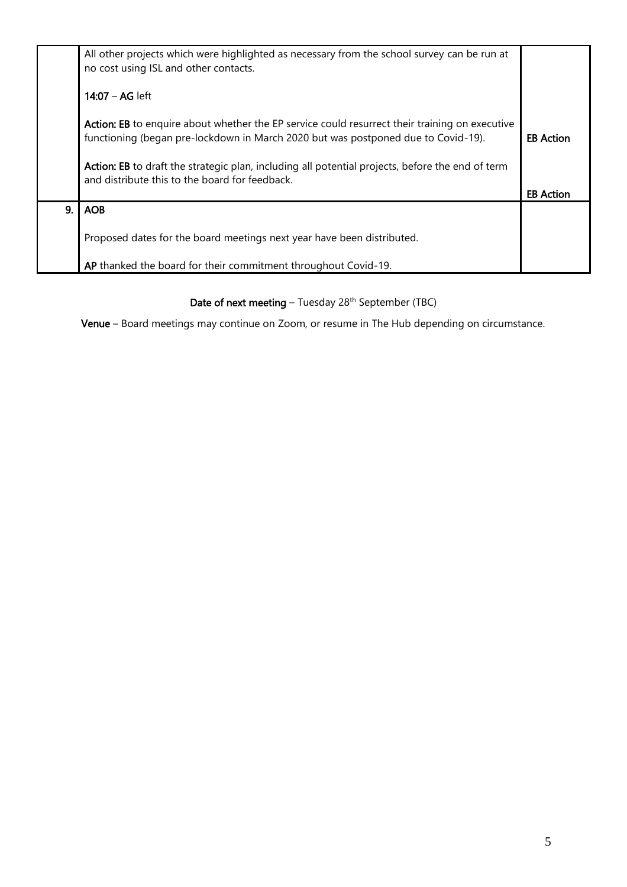| | | |
|---|---|---|
| | All other projects which were highlighted as necessary from the school survey can be run at no cost using ISL and other contacts.<br><br>**14:07** – **AG** left<br><br>**Action: EB** to enquire about whether the EP service could resurrect their training on executive functioning (began pre-lockdown in March 2020 but was postponed due to Covid-19).<br><br>**Action: EB** to draft the strategic plan, including all potential projects, before the end of term and distribute this to the board for feedback. | **EB Action**<br><br>**EB Action** |
| 9. | **AOB**<br><br>Proposed dates for the board meetings next year have been distributed.<br><br>**AP** thanked the board for their commitment throughout Covid-19. | |

**Date of next meeting** – Tuesday 28th September (TBC)

**Venue** – Board meetings may continue on Zoom, or resume in The Hub depending on circumstance.